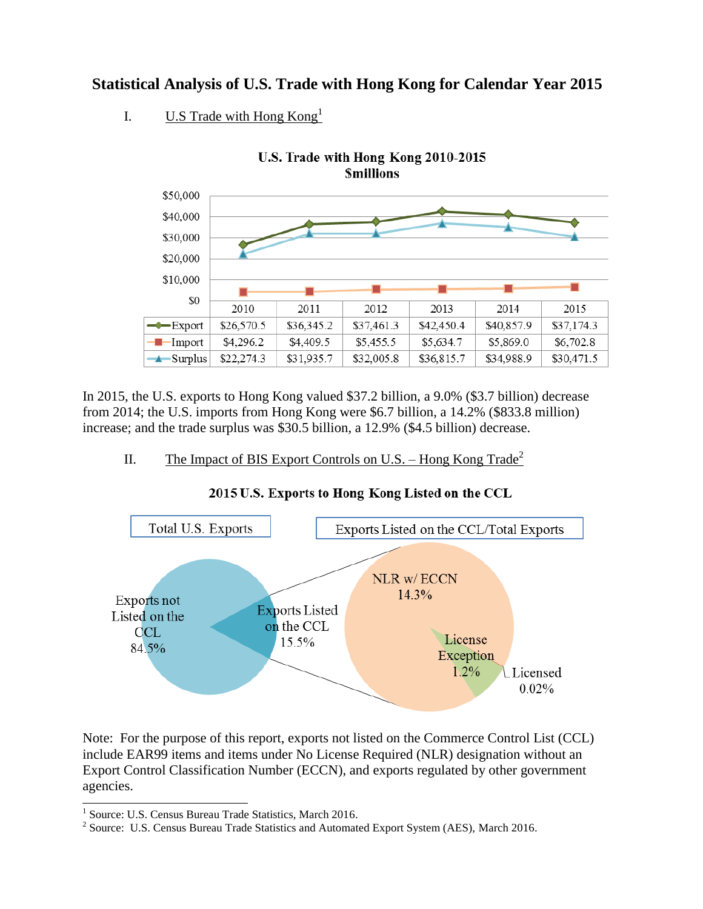# Statistical Analysis of U.S. Trade with Hong Kong for Calendar Year 2015

## I. U.S Trade with Hong Kong[1]

**U.S. Trade with Hong Kong 2010-2015**
**$millions**

| | 2010 | 2011 | 2012 | 2013 | 2014 | 2015 |
|---|---|---|---|---|---|---|
| Export | $26,570.5 | $36,345.2 | $37,461.3 | $42,450.4 | $40,857.9 | $37,174.3 |
| Import | $4,296.2 | $4,409.5 | $5,455.5 | $5,634.7 | $5,869.0 | $6,702.8 |
| Surplus | $22,274.3 | $31,935.7 | $32,005.8 | $36,815.7 | $34,988.9 | $30,471.5 |

In 2015, the U.S. exports to Hong Kong valued $37.2 billion, a 9.0% ($3.7 billion) decrease from 2014; the U.S. imports from Hong Kong were $6.7 billion, a 14.2% ($833.8 million) increase; and the trade surplus was $30.5 billion, a 12.9% ($4.5 billion) decrease.

## II. The Impact of BIS Export Controls on U.S. – Hong Kong Trade[2]

**2015 U.S. Exports to Hong Kong Listed on the CCL**

Total U.S. Exports

- Exports not Listed on the CCL 84.5%
- Exports Listed on the CCL 15.5%

Exports Listed on the CCL/Total Exports

- NLR w/ ECCN 14.3%
- License Exception 1.2%
- Licensed 0.02%

Note: For the purpose of this report, exports not listed on the Commerce Control List (CCL) include EAR99 items and items under No License Required (NLR) designation without an Export Control Classification Number (ECCN), and exports regulated by other government agencies.

---

[1] Source: U.S. Census Bureau Trade Statistics, March 2016.

[2] Source: U.S. Census Bureau Trade Statistics and Automated Export System (AES), March 2016.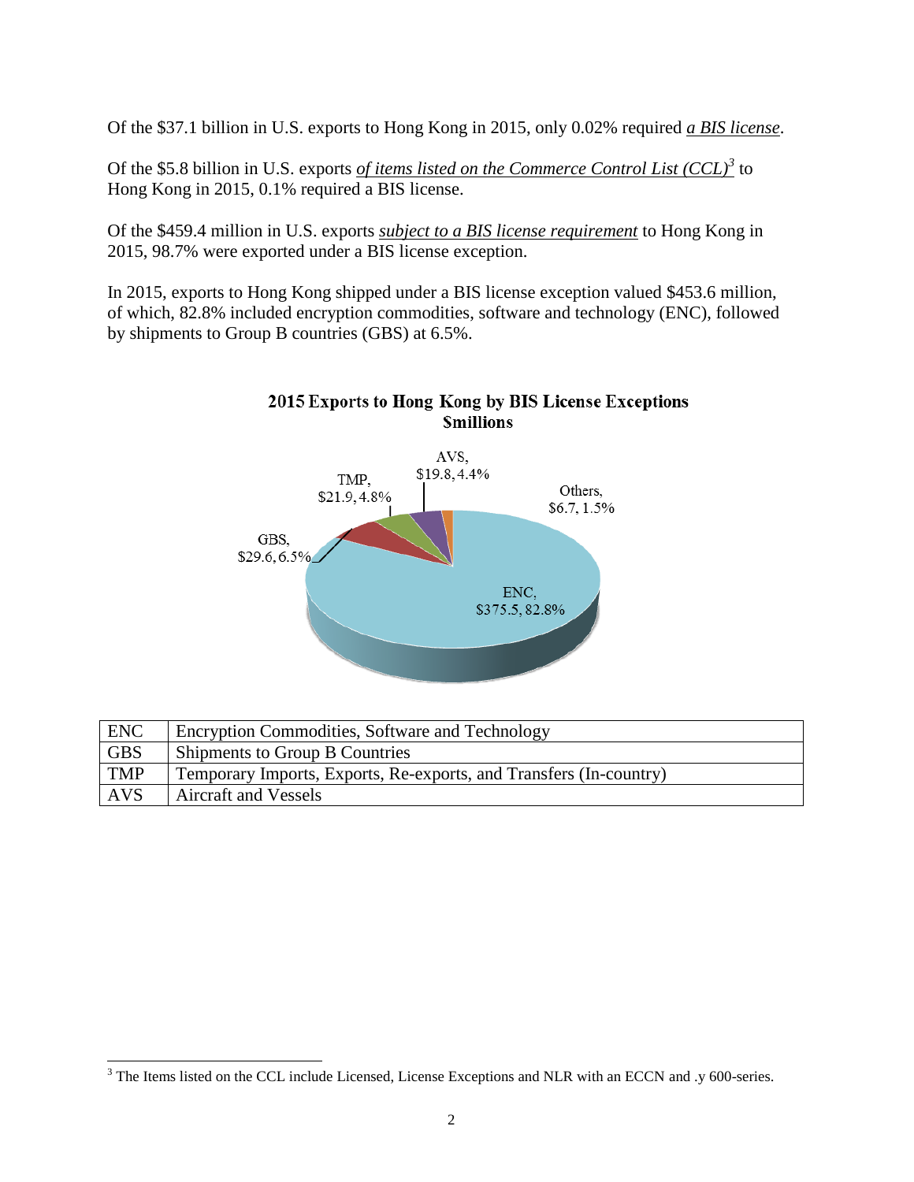Of the $37.1 billion in U.S. exports to Hong Kong in 2015, only 0.02% required ***a BIS license***.

Of the $5.8 billion in U.S. exports ***of items listed on the Commerce Control List (CCL)***[3] to Hong Kong in 2015, 0.1% required a BIS license.

Of the $459.4 million in U.S. exports ***subject to a BIS license requirement*** to Hong Kong in 2015, 98.7% were exported under a BIS license exception.

In 2015, exports to Hong Kong shipped under a BIS license exception valued $453.6 million, of which, 82.8% included encryption commodities, software and technology (ENC), followed by shipments to Group B countries (GBS) at 6.5%.

**2015 Exports to Hong Kong by BIS License Exceptions**
**$millions**

ENC, $375.5, 82.8%
GBS, $29.6, 6.5%
TMP, $21.9, 4.8%
AVS, $19.8, 4.4%
Others, $6.7, 1.5%

| ENC | Encryption Commodities, Software and Technology |
|---|---|
| GBS | Shipments to Group B Countries |
| TMP | Temporary Imports, Exports, Re-exports, and Transfers (In-country) |
| AVS | Aircraft and Vessels |

[3] The Items listed on the CCL include Licensed, License Exceptions and NLR with an ECCN and .y 600-series.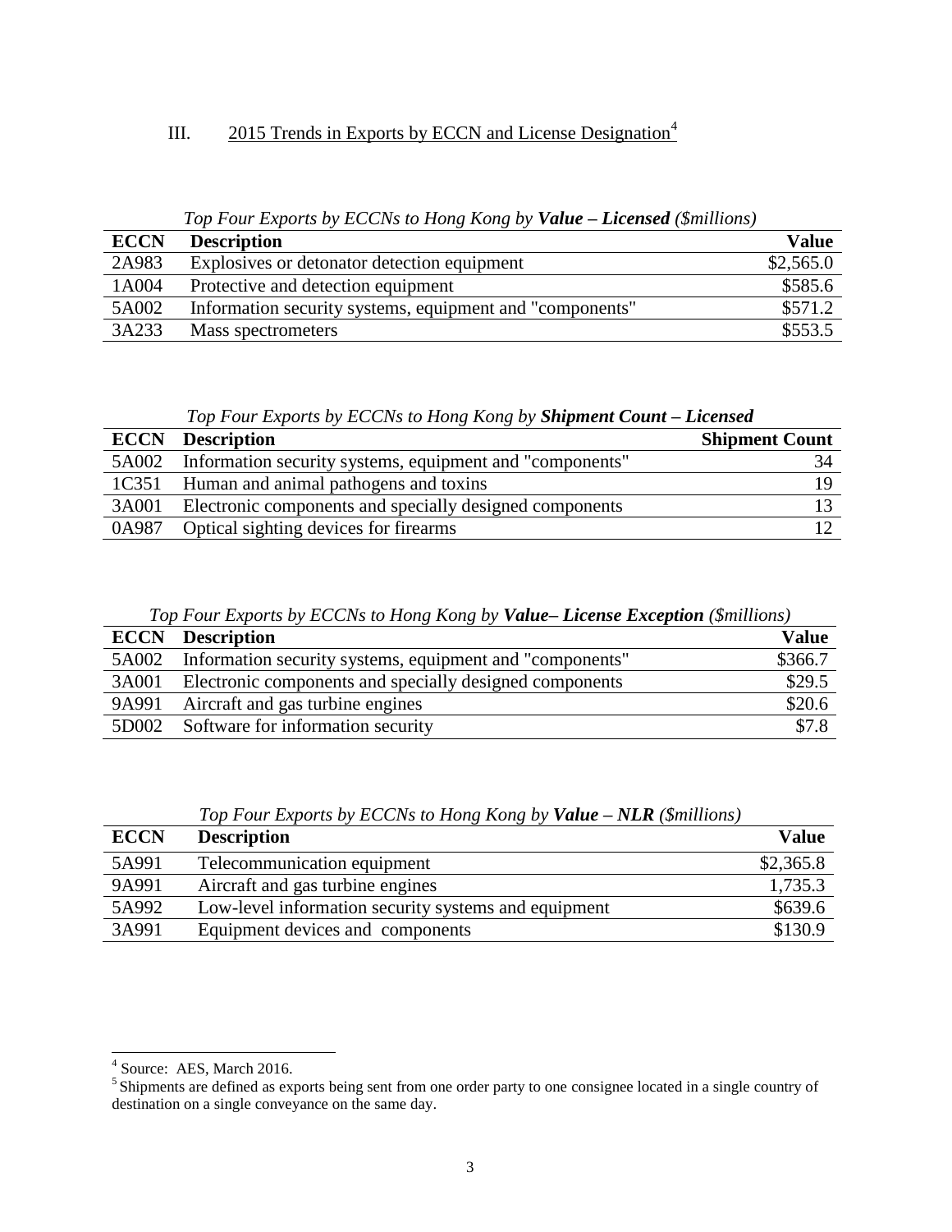## III. 2015 Trends in Exports by ECCN and License Designation[4]

*Top Four Exports by ECCNs to Hong Kong by **Value – Licensed** ($millions)*

| ECCN | Description | Value |
|---|---|---|
| 2A983 | Explosives or detonator detection equipment | $2,565.0 |
| 1A004 | Protective and detection equipment | $585.6 |
| 5A002 | Information security systems, equipment and "components" | $571.2 |
| 3A233 | Mass spectrometers | $553.5 |

*Top Four Exports by ECCNs to Hong Kong by **Shipment Count – Licensed***

| ECCN | Description | Shipment Count |
|---|---|---|
| 5A002 | Information security systems, equipment and "components" | 34 |
| 1C351 | Human and animal pathogens and toxins | 19 |
| 3A001 | Electronic components and specially designed components | 13 |
| 0A987 | Optical sighting devices for firearms | 12 |

*Top Four Exports by ECCNs to Hong Kong by **Value– License Exception** ($millions)*

| ECCN | Description | Value |
|---|---|---|
| 5A002 | Information security systems, equipment and "components" | $366.7 |
| 3A001 | Electronic components and specially designed components | $29.5 |
| 9A991 | Aircraft and gas turbine engines | $20.6 |
| 5D002 | Software for information security | $7.8 |

*Top Four Exports by ECCNs to Hong Kong by **Value – NLR** ($millions)*

| ECCN | Description | Value |
|---|---|---|
| 5A991 | Telecommunication equipment | $2,365.8 |
| 9A991 | Aircraft and gas turbine engines | 1,735.3 |
| 5A992 | Low-level information security systems and equipment | $639.6 |
| 3A991 | Equipment devices and components | $130.9 |

---

[4] Source: AES, March 2016.

[5] Shipments are defined as exports being sent from one order party to one consignee located in a single country of destination on a single conveyance on the same day.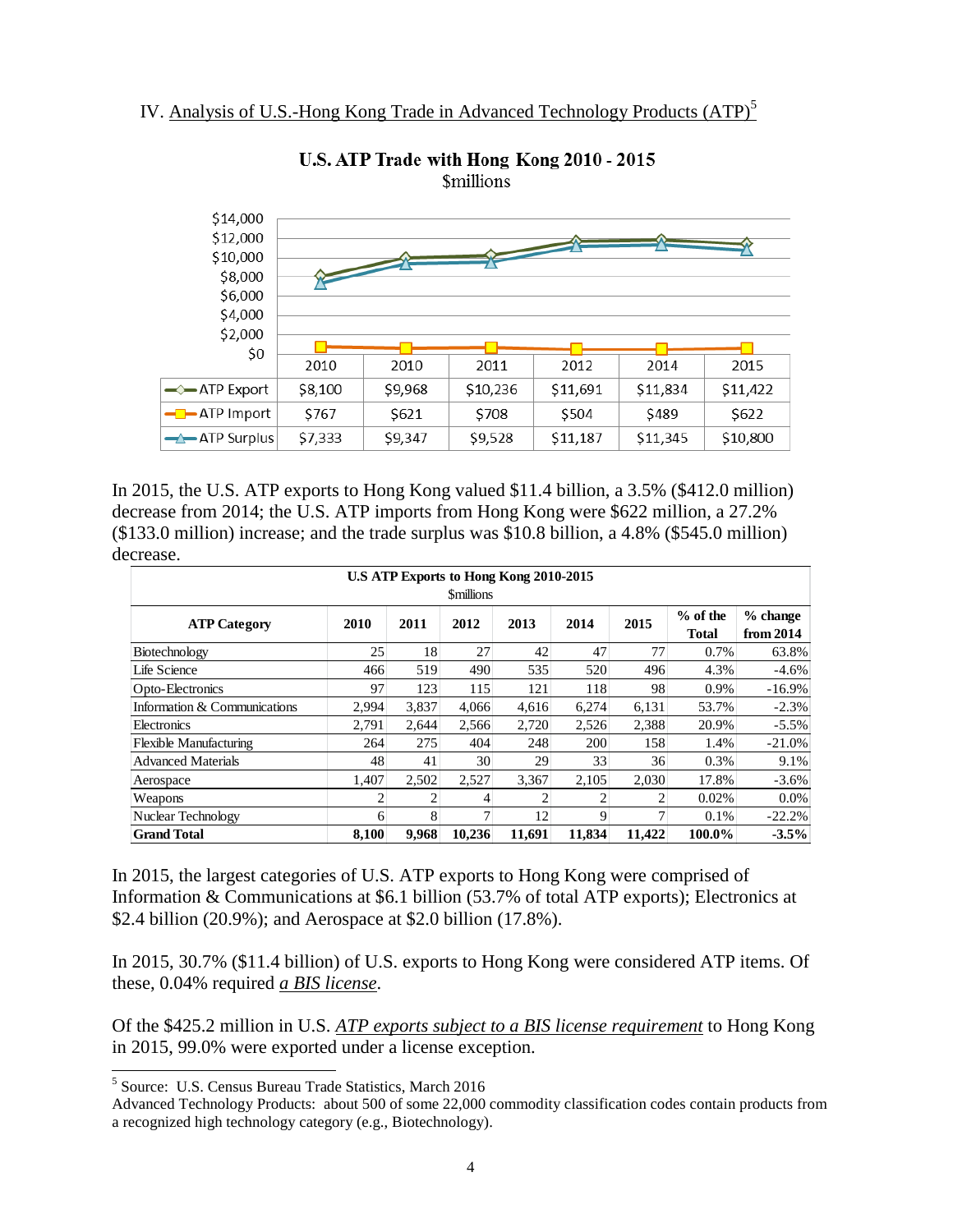IV. Analysis of U.S.-Hong Kong Trade in Advanced Technology Products (ATP)[5]

**U.S. ATP Trade with Hong Kong 2010 - 2015**
$millions

| | 2010 | 2010 | 2011 | 2012 | 2014 | 2015 |
|---|---|---|---|---|---|---|
| ATP Export | $8,100 | $9,968 | $10,236 | $11,691 | $11,834 | $11,422 |
| ATP Import | $767 | $621 | $708 | $504 | $489 | $622 |
| ATP Surplus | $7,333 | $9,347 | $9,528 | $11,187 | $11,345 | $10,800 |

In 2015, the U.S. ATP exports to Hong Kong valued $11.4 billion, a 3.5% ($412.0 million) decrease from 2014; the U.S. ATP imports from Hong Kong were $622 million, a 27.2% ($133.0 million) increase; and the trade surplus was $10.8 billion, a 4.8% ($545.0 million) decrease.

**U.S ATP Exports to Hong Kong 2010-2015**
$millions

| ATP Category | 2010 | 2011 | 2012 | 2013 | 2014 | 2015 | % of the Total | % change from 2014 |
|---|---|---|---|---|---|---|---|---|
| Biotechnology | 25 | 18 | 27 | 42 | 47 | 77 | 0.7% | 63.8% |
| Life Science | 466 | 519 | 490 | 535 | 520 | 496 | 4.3% | -4.6% |
| Opto-Electronics | 97 | 123 | 115 | 121 | 118 | 98 | 0.9% | -16.9% |
| Information & Communications | 2,994 | 3,837 | 4,066 | 4,616 | 6,274 | 6,131 | 53.7% | -2.3% |
| Electronics | 2,791 | 2,644 | 2,566 | 2,720 | 2,526 | 2,388 | 20.9% | -5.5% |
| Flexible Manufacturing | 264 | 275 | 404 | 248 | 200 | 158 | 1.4% | -21.0% |
| Advanced Materials | 48 | 41 | 30 | 29 | 33 | 36 | 0.3% | 9.1% |
| Aerospace | 1,407 | 2,502 | 2,527 | 3,367 | 2,105 | 2,030 | 17.8% | -3.6% |
| Weapons | 2 | 2 | 4 | 2 | 2 | 2 | 0.02% | 0.0% |
| Nuclear Technology | 6 | 8 | 7 | 12 | 9 | 7 | 0.1% | -22.2% |
| **Grand Total** | **8,100** | **9,968** | **10,236** | **11,691** | **11,834** | **11,422** | **100.0%** | **-3.5%** |

In 2015, the largest categories of U.S. ATP exports to Hong Kong were comprised of Information & Communications at $6.1 billion (53.7% of total ATP exports); Electronics at $2.4 billion (20.9%); and Aerospace at $2.0 billion (17.8%).

In 2015, 30.7% ($11.4 billion) of U.S. exports to Hong Kong were considered ATP items. Of these, 0.04% required *a BIS license*.

Of the $425.2 million in U.S. *ATP exports subject to a BIS license requirement* to Hong Kong in 2015, 99.0% were exported under a license exception.

---

[5] Source: U.S. Census Bureau Trade Statistics, March 2016
Advanced Technology Products: about 500 of some 22,000 commodity classification codes contain products from a recognized high technology category (e.g., Biotechnology).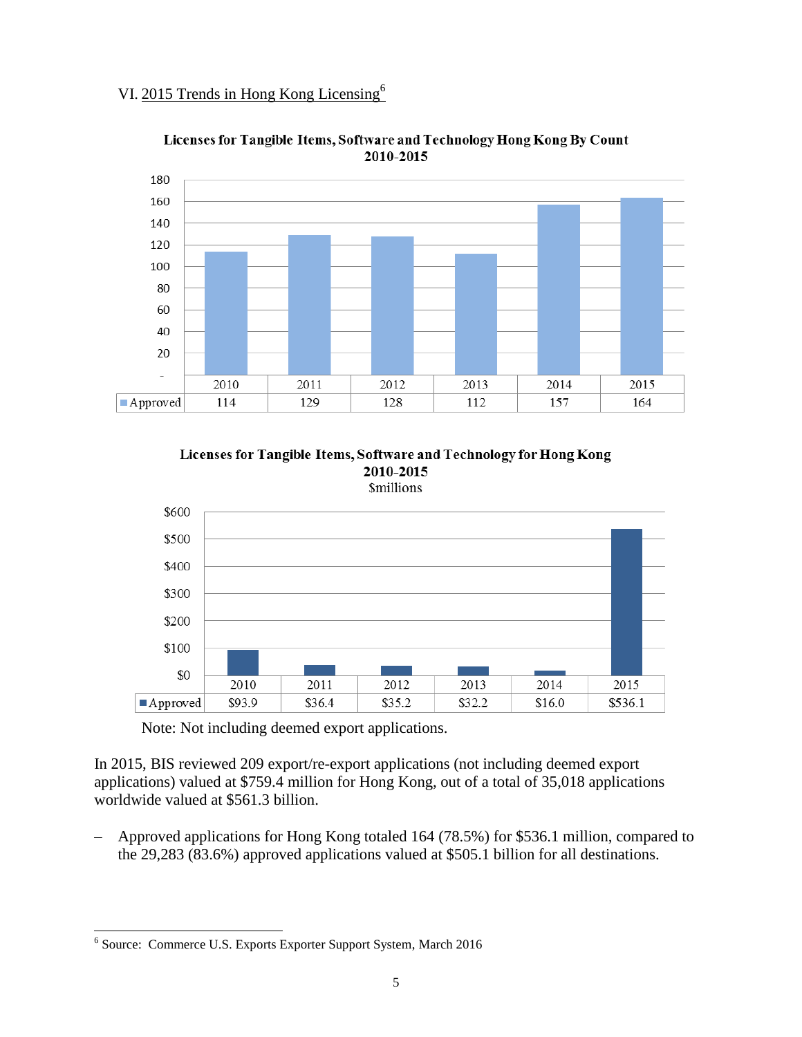VI. 2015 Trends in Hong Kong Licensing[6]

**Licenses for Tangible Items, Software and Technology Hong Kong By Count 2010-2015**

180
160
140
120
100
80
60
40
20
-

2010 2011 2012 2013 2014 2015

Approved 114 129 128 112 157 164

**Licenses for Tangible Items, Software and Technology for Hong Kong 2010-2015**
$millions

$600
$500
$400
$300
$200
$100
$0

2010 2011 2012 2013 2014 2015

Approved $93.9 $36.4 $35.2 $32.2 $16.0 $536.1

Note: Not including deemed export applications.

In 2015, BIS reviewed 209 export/re-export applications (not including deemed export applications) valued at $759.4 million for Hong Kong, out of a total of 35,018 applications worldwide valued at $561.3 billion.

– Approved applications for Hong Kong totaled 164 (78.5%) for $536.1 million, compared to the 29,283 (83.6%) approved applications valued at $505.1 billion for all destinations.

[6] Source: Commerce U.S. Exports Exporter Support System, March 2016